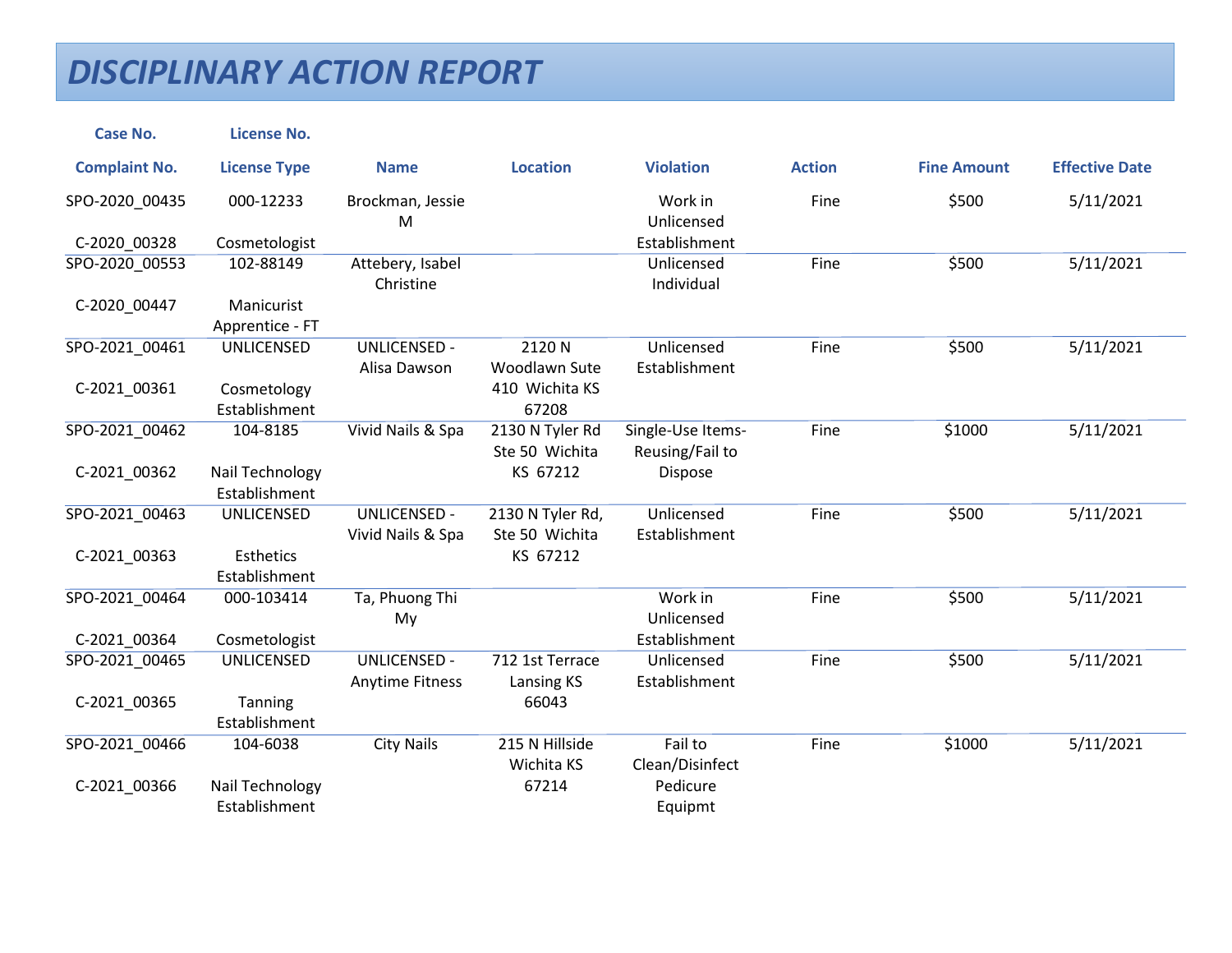# DISCIPLINARY ACTION REPORT

| Case No. / Complaint No. | License No. / License Type | Name | Location | Violation | Action | Fine Amount | Effective Date |
|---|---|---|---|---|---|---|---|
| SPO-2020_00435 C-2020_00328 | 000-12233 Cosmetologist | Brockman, Jessie M | | Work in Unlicensed Establishment | Fine | $500 | 5/11/2021 |
| SPO-2020_00553 C-2020_00447 | 102-88149 Manicurist Apprentice - FT | Attebery, Isabel Christine | | Unlicensed Individual | Fine | $500 | 5/11/2021 |
| SPO-2021_00461 C-2021_00361 | UNLICENSED Cosmetology Establishment | UNLICENSED - Alisa Dawson | 2120 N Woodlawn Sute 410 Wichita KS 67208 | Unlicensed Establishment | Fine | $500 | 5/11/2021 |
| SPO-2021_00462 C-2021_00362 | 104-8185 Nail Technology Establishment | Vivid Nails & Spa | 2130 N Tyler Rd Ste 50 Wichita KS 67212 | Single-Use Items-Reusing/Fail to Dispose | Fine | $1000 | 5/11/2021 |
| SPO-2021_00463 C-2021_00363 | UNLICENSED Esthetics Establishment | UNLICENSED - Vivid Nails & Spa | 2130 N Tyler Rd, Ste 50 Wichita KS 67212 | Unlicensed Establishment | Fine | $500 | 5/11/2021 |
| SPO-2021_00464 C-2021_00364 | 000-103414 Cosmetologist | Ta, Phuong Thi My | | Work in Unlicensed Establishment | Fine | $500 | 5/11/2021 |
| SPO-2021_00465 C-2021_00365 | UNLICENSED Tanning Establishment | UNLICENSED - Anytime Fitness | 712 1st Terrace Lansing KS 66043 | Unlicensed Establishment | Fine | $500 | 5/11/2021 |
| SPO-2021_00466 C-2021_00366 | 104-6038 Nail Technology Establishment | City Nails | 215 N Hillside Wichita KS 67214 | Fail to Clean/Disinfect Pedicure Equipmt | Fine | $1000 | 5/11/2021 |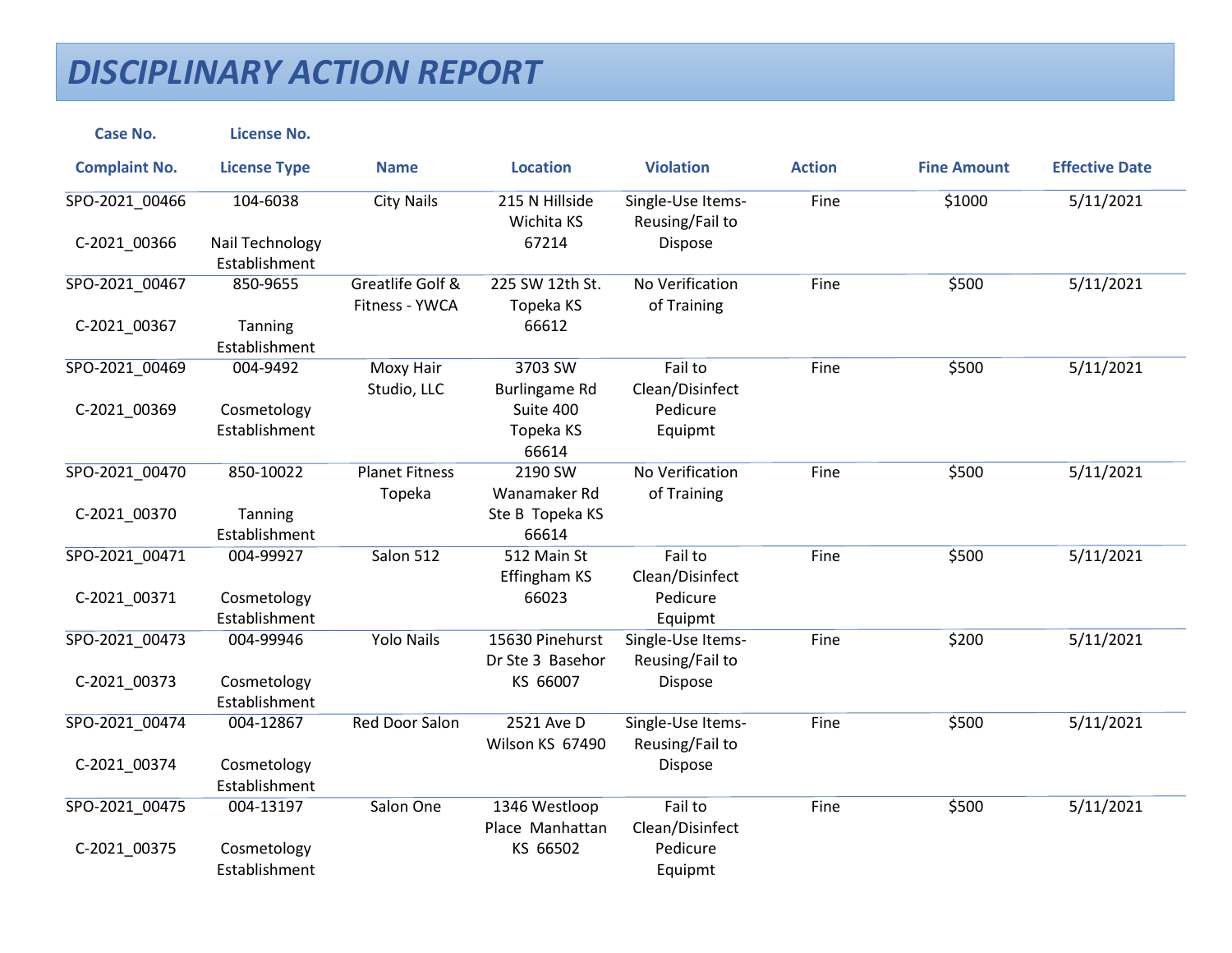# DISCIPLINARY ACTION REPORT

| Case No. / Complaint No. | License No. / License Type | Name | Location | Violation | Action | Fine Amount | Effective Date |
|---|---|---|---|---|---|---|---|
| SPO-2021_00466 C-2021_00366 | 104-6038 Nail Technology Establishment | City Nails | 215 N Hillside Wichita KS 67214 | Single-Use Items-Reusing/Fail to Dispose | Fine | $1000 | 5/11/2021 |
| SPO-2021_00467 C-2021_00367 | 850-9655 Tanning Establishment | Greatlife Golf & Fitness - YWCA | 225 SW 12th St. Topeka KS 66612 | No Verification of Training | Fine | $500 | 5/11/2021 |
| SPO-2021_00469 C-2021_00369 | 004-9492 Cosmetology Establishment | Moxy Hair Studio, LLC | 3703 SW Burlingame Rd Suite 400 Topeka KS 66614 | Fail to Clean/Disinfect Pedicure Equipmt | Fine | $500 | 5/11/2021 |
| SPO-2021_00470 C-2021_00370 | 850-10022 Tanning Establishment | Planet Fitness Topeka | 2190 SW Wanamaker Rd Ste B Topeka KS 66614 | No Verification of Training | Fine | $500 | 5/11/2021 |
| SPO-2021_00471 C-2021_00371 | 004-99927 Cosmetology Establishment | Salon 512 | 512 Main St Effingham KS 66023 | Fail to Clean/Disinfect Pedicure Equipmt | Fine | $500 | 5/11/2021 |
| SPO-2021_00473 C-2021_00373 | 004-99946 Cosmetology Establishment | Yolo Nails | 15630 Pinehurst Dr Ste 3 Basehor KS 66007 | Single-Use Items-Reusing/Fail to Dispose | Fine | $200 | 5/11/2021 |
| SPO-2021_00474 C-2021_00374 | 004-12867 Cosmetology Establishment | Red Door Salon | 2521 Ave D Wilson KS 67490 | Single-Use Items-Reusing/Fail to Dispose | Fine | $500 | 5/11/2021 |
| SPO-2021_00475 C-2021_00375 | 004-13197 Cosmetology Establishment | Salon One | 1346 Westloop Place Manhattan KS 66502 | Fail to Clean/Disinfect Pedicure Equipmt | Fine | $500 | 5/11/2021 |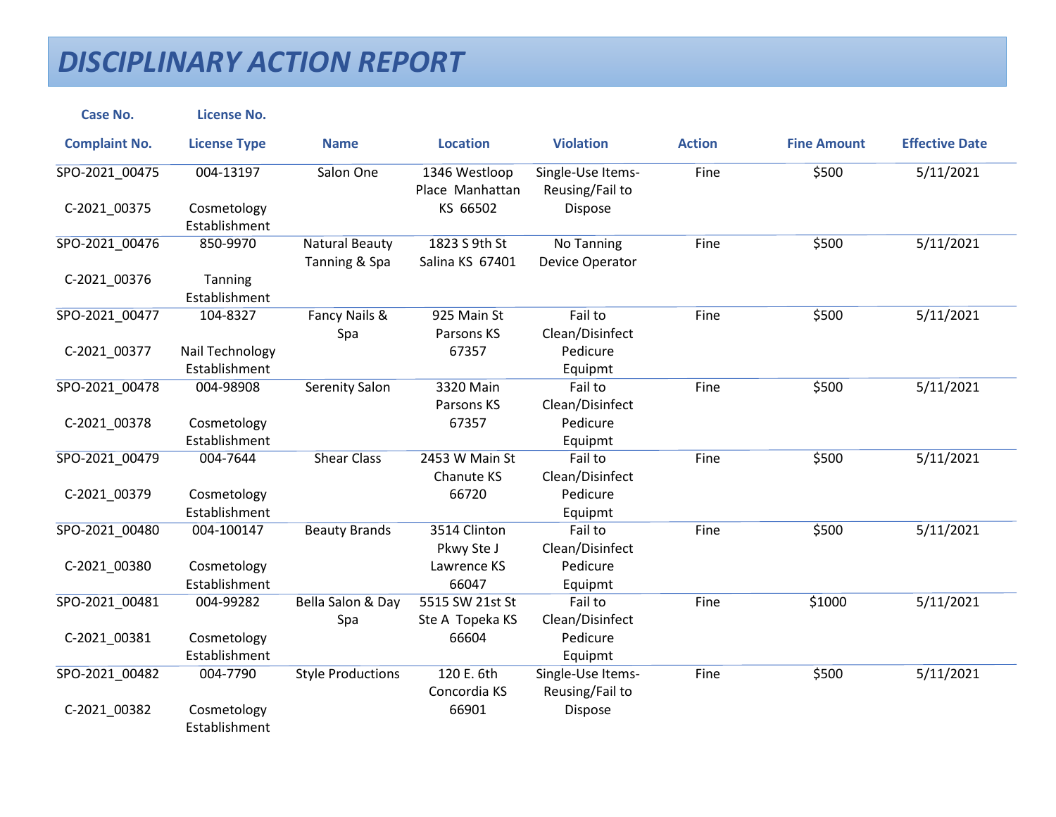# DISCIPLINARY ACTION REPORT

| Case No.<br>Complaint No. | License No.<br>License Type | Name | Location | Violation | Action | Fine Amount | Effective Date |
|---|---|---|---|---|---|---|---|
| SPO-2021_00475<br>C-2021_00375 | 004-13197<br>Cosmetology Establishment | Salon One | 1346 Westloop Place Manhattan KS 66502 | Single-Use Items-Reusing/Fail to Dispose | Fine | $500 | 5/11/2021 |
| SPO-2021_00476<br>C-2021_00376 | 850-9970<br>Tanning Establishment | Natural Beauty Tanning & Spa | 1823 S 9th St Salina KS 67401 | No Tanning Device Operator | Fine | $500 | 5/11/2021 |
| SPO-2021_00477<br>C-2021_00377 | 104-8327<br>Nail Technology Establishment | Fancy Nails & Spa | 925 Main St Parsons KS 67357 | Fail to Clean/Disinfect Pedicure Equipmt | Fine | $500 | 5/11/2021 |
| SPO-2021_00478<br>C-2021_00378 | 004-98908<br>Cosmetology Establishment | Serenity Salon | 3320 Main Parsons KS 67357 | Fail to Clean/Disinfect Pedicure Equipmt | Fine | $500 | 5/11/2021 |
| SPO-2021_00479<br>C-2021_00379 | 004-7644<br>Cosmetology Establishment | Shear Class | 2453 W Main St Chanute KS 66720 | Fail to Clean/Disinfect Pedicure Equipmt | Fine | $500 | 5/11/2021 |
| SPO-2021_00480<br>C-2021_00380 | 004-100147<br>Cosmetology Establishment | Beauty Brands | 3514 Clinton Pkwy Ste J Lawrence KS 66047 | Fail to Clean/Disinfect Pedicure Equipmt | Fine | $500 | 5/11/2021 |
| SPO-2021_00481<br>C-2021_00381 | 004-99282<br>Cosmetology Establishment | Bella Salon & Day Spa | 5515 SW 21st St Ste A Topeka KS 66604 | Fail to Clean/Disinfect Pedicure Equipmt | Fine | $1000 | 5/11/2021 |
| SPO-2021_00482<br>C-2021_00382 | 004-7790<br>Cosmetology Establishment | Style Productions | 120 E. 6th Concordia KS 66901 | Single-Use Items-Reusing/Fail to Dispose | Fine | $500 | 5/11/2021 |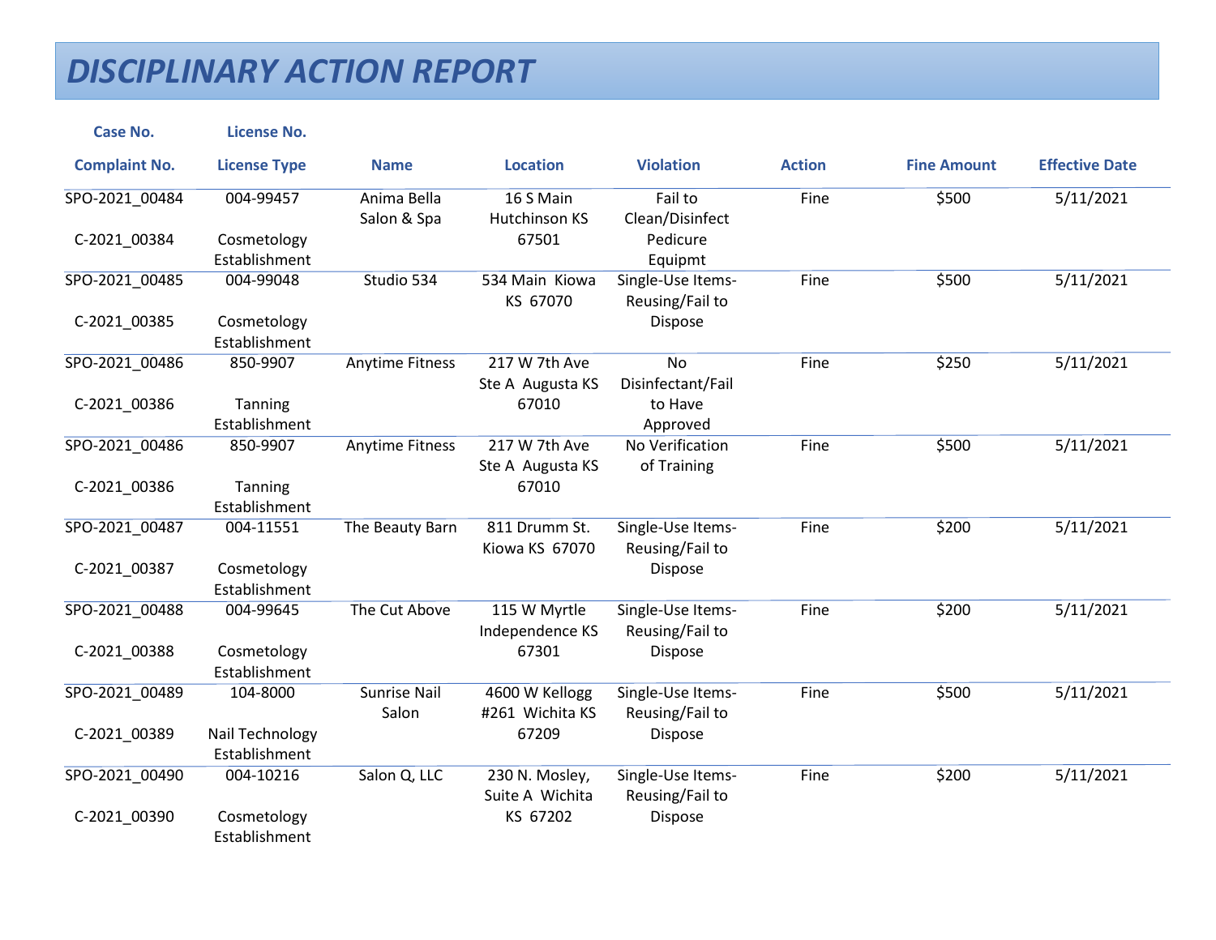# DISCIPLINARY ACTION REPORT

| Case No. / Complaint No. | License No. / License Type | Name | Location | Violation | Action | Fine Amount | Effective Date |
|---|---|---|---|---|---|---|---|
| SPO-2021_00484 C-2021_00384 | 004-99457 Cosmetology Establishment | Anima Bella Salon & Spa | 16 S Main Hutchinson KS 67501 | Fail to Clean/Disinfect Pedicure Equipmt | Fine | $500 | 5/11/2021 |
| SPO-2021_00485 C-2021_00385 | 004-99048 Cosmetology Establishment | Studio 534 | 534 Main Kiowa KS 67070 | Single-Use Items-Reusing/Fail to Dispose | Fine | $500 | 5/11/2021 |
| SPO-2021_00486 C-2021_00386 | 850-9907 Tanning Establishment | Anytime Fitness | 217 W 7th Ave Ste A Augusta KS 67010 | No Disinfectant/Fail to Have Approved | Fine | $250 | 5/11/2021 |
| SPO-2021_00486 C-2021_00386 | 850-9907 Tanning Establishment | Anytime Fitness | 217 W 7th Ave Ste A Augusta KS 67010 | No Verification of Training | Fine | $500 | 5/11/2021 |
| SPO-2021_00487 C-2021_00387 | 004-11551 Cosmetology Establishment | The Beauty Barn | 811 Drumm St. Kiowa KS 67070 | Single-Use Items-Reusing/Fail to Dispose | Fine | $200 | 5/11/2021 |
| SPO-2021_00488 C-2021_00388 | 004-99645 Cosmetology Establishment | The Cut Above | 115 W Myrtle Independence KS 67301 | Single-Use Items-Reusing/Fail to Dispose | Fine | $200 | 5/11/2021 |
| SPO-2021_00489 C-2021_00389 | 104-8000 Nail Technology Establishment | Sunrise Nail Salon | 4600 W Kellogg #261 Wichita KS 67209 | Single-Use Items-Reusing/Fail to Dispose | Fine | $500 | 5/11/2021 |
| SPO-2021_00490 C-2021_00390 | 004-10216 Cosmetology Establishment | Salon Q, LLC | 230 N. Mosley, Suite A Wichita KS 67202 | Single-Use Items-Reusing/Fail to Dispose | Fine | $200 | 5/11/2021 |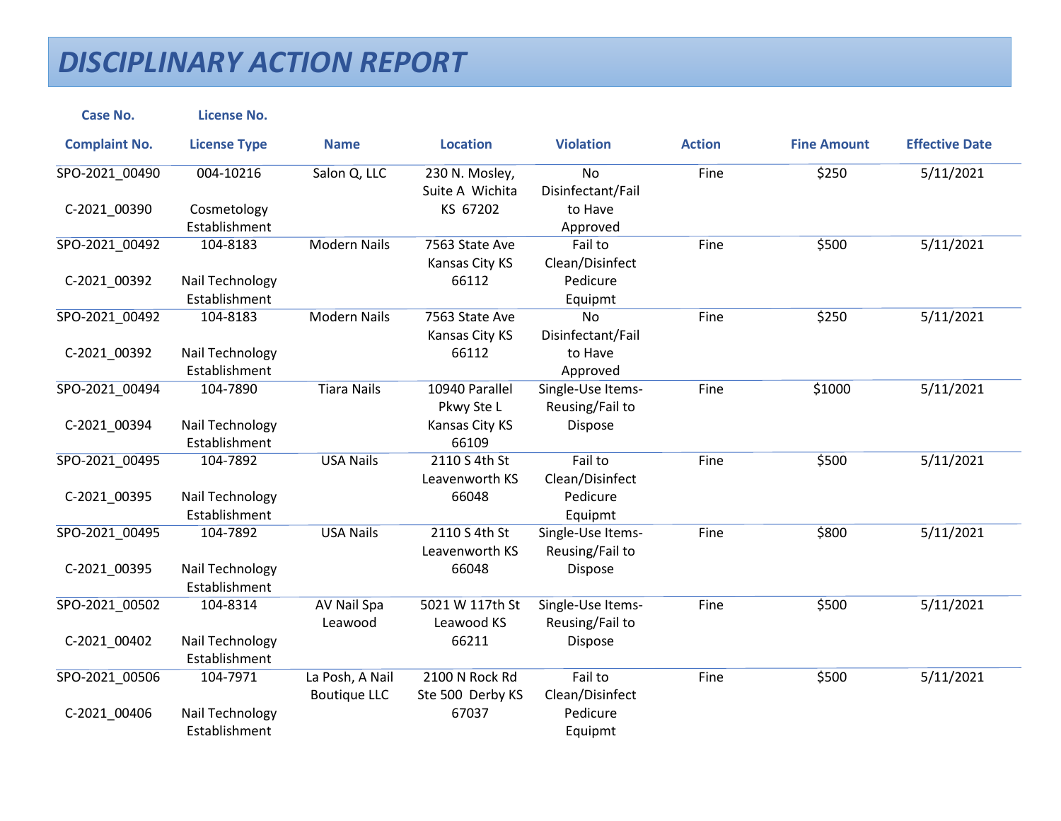# DISCIPLINARY ACTION REPORT

| Case No. / Complaint No. | License No. / License Type | Name | Location | Violation | Action | Fine Amount | Effective Date |
|---|---|---|---|---|---|---|---|
| SPO-2021_00490 C-2021_00390 | 004-10216 Cosmetology Establishment | Salon Q, LLC | 230 N. Mosley, Suite A Wichita KS 67202 | No Disinfectant/Fail to Have Approved | Fine | $250 | 5/11/2021 |
| SPO-2021_00492 C-2021_00392 | 104-8183 Nail Technology Establishment | Modern Nails | 7563 State Ave Kansas City KS 66112 | Fail to Clean/Disinfect Pedicure Equipmt | Fine | $500 | 5/11/2021 |
| SPO-2021_00492 C-2021_00392 | 104-8183 Nail Technology Establishment | Modern Nails | 7563 State Ave Kansas City KS 66112 | No Disinfectant/Fail to Have Approved | Fine | $250 | 5/11/2021 |
| SPO-2021_00494 C-2021_00394 | 104-7890 Nail Technology Establishment | Tiara Nails | 10940 Parallel Pkwy Ste L Kansas City KS 66109 | Single-Use Items-Reusing/Fail to Dispose | Fine | $1000 | 5/11/2021 |
| SPO-2021_00495 C-2021_00395 | 104-7892 Nail Technology Establishment | USA Nails | 2110 S 4th St Leavenworth KS 66048 | Fail to Clean/Disinfect Pedicure Equipmt | Fine | $500 | 5/11/2021 |
| SPO-2021_00495 C-2021_00395 | 104-7892 Nail Technology Establishment | USA Nails | 2110 S 4th St Leavenworth KS 66048 | Single-Use Items-Reusing/Fail to Dispose | Fine | $800 | 5/11/2021 |
| SPO-2021_00502 C-2021_00402 | 104-8314 Nail Technology Establishment | AV Nail Spa Leawood | 5021 W 117th St Leawood KS 66211 | Single-Use Items-Reusing/Fail to Dispose | Fine | $500 | 5/11/2021 |
| SPO-2021_00506 C-2021_00406 | 104-7971 Nail Technology Establishment | La Posh, A Nail Boutique LLC | 2100 N Rock Rd Ste 500 Derby KS 67037 | Fail to Clean/Disinfect Pedicure Equipmt | Fine | $500 | 5/11/2021 |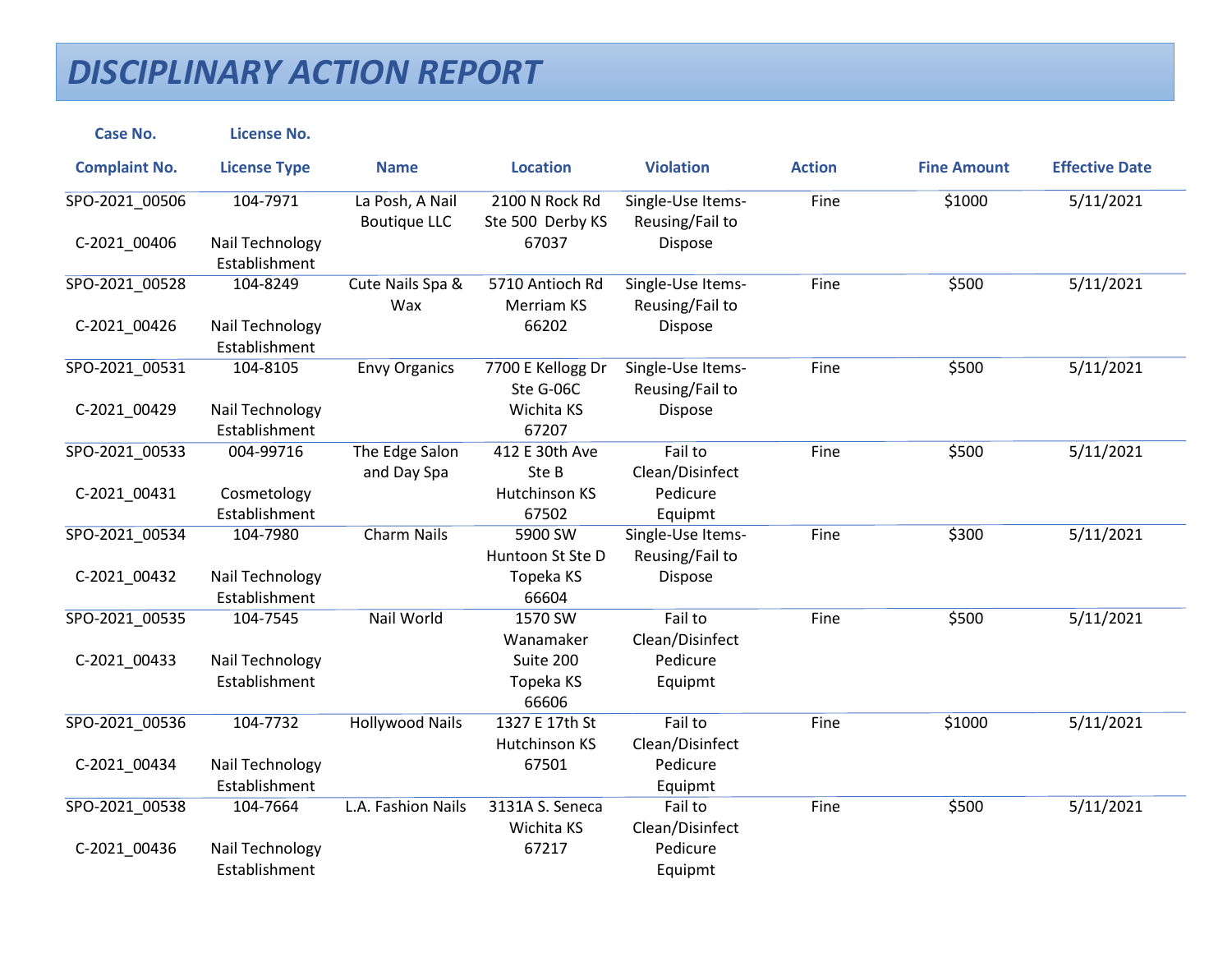# DISCIPLINARY ACTION REPORT

| Case No. / Complaint No. | License No. / License Type | Name | Location | Violation | Action | Fine Amount | Effective Date |
|---|---|---|---|---|---|---|---|
| SPO-2021_00506 C-2021_00406 | 104-7971 Nail Technology Establishment | La Posh, A Nail Boutique LLC | 2100 N Rock Rd Ste 500 Derby KS 67037 | Single-Use Items-Reusing/Fail to Dispose | Fine | $1000 | 5/11/2021 |
| SPO-2021_00528 C-2021_00426 | 104-8249 Nail Technology Establishment | Cute Nails Spa & Wax | 5710 Antioch Rd Merriam KS 66202 | Single-Use Items-Reusing/Fail to Dispose | Fine | $500 | 5/11/2021 |
| SPO-2021_00531 C-2021_00429 | 104-8105 Nail Technology Establishment | Envy Organics | 7700 E Kellogg Dr Ste G-06C Wichita KS 67207 | Single-Use Items-Reusing/Fail to Dispose | Fine | $500 | 5/11/2021 |
| SPO-2021_00533 C-2021_00431 | 004-99716 Cosmetology Establishment | The Edge Salon and Day Spa | 412 E 30th Ave Ste B Hutchinson KS 67502 | Fail to Clean/Disinfect Pedicure Equipmt | Fine | $500 | 5/11/2021 |
| SPO-2021_00534 C-2021_00432 | 104-7980 Nail Technology Establishment | Charm Nails | 5900 SW Huntoon St Ste D Topeka KS 66604 | Single-Use Items-Reusing/Fail to Dispose | Fine | $300 | 5/11/2021 |
| SPO-2021_00535 C-2021_00433 | 104-7545 Nail Technology Establishment | Nail World | 1570 SW Wanamaker Suite 200 Topeka KS 66606 | Fail to Clean/Disinfect Pedicure Equipmt | Fine | $500 | 5/11/2021 |
| SPO-2021_00536 C-2021_00434 | 104-7732 Nail Technology Establishment | Hollywood Nails | 1327 E 17th St Hutchinson KS 67501 | Fail to Clean/Disinfect Pedicure Equipmt | Fine | $1000 | 5/11/2021 |
| SPO-2021_00538 C-2021_00436 | 104-7664 Nail Technology Establishment | L.A. Fashion Nails | 3131A S. Seneca Wichita KS 67217 | Fail to Clean/Disinfect Pedicure Equipmt | Fine | $500 | 5/11/2021 |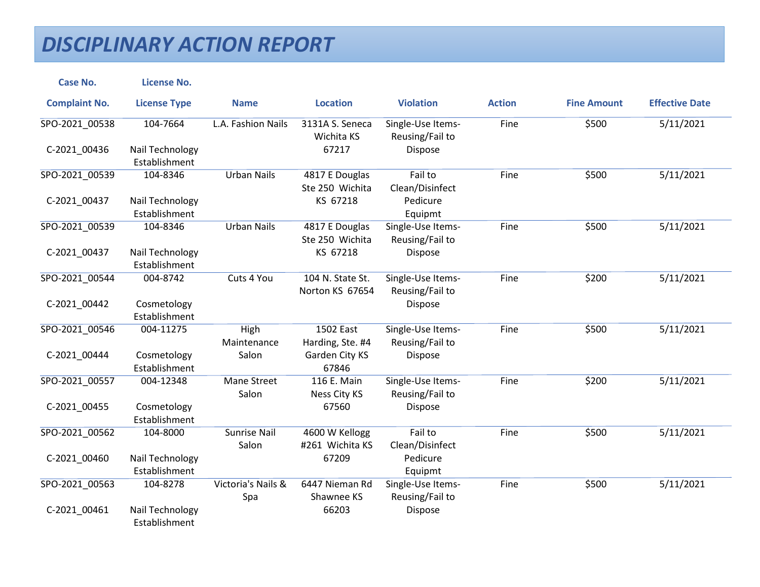# DISCIPLINARY ACTION REPORT

| Case No. / Complaint No. | License No. / License Type | Name | Location | Violation | Action | Fine Amount | Effective Date |
|---|---|---|---|---|---|---|---|
| SPO-2021_00538 C-2021_00436 | 104-7664 Nail Technology Establishment | L.A. Fashion Nails | 3131A S. Seneca Wichita KS 67217 | Single-Use Items-Reusing/Fail to Dispose | Fine | $500 | 5/11/2021 |
| SPO-2021_00539 C-2021_00437 | 104-8346 Nail Technology Establishment | Urban Nails | 4817 E Douglas Ste 250 Wichita KS 67218 | Fail to Clean/Disinfect Pedicure Equipmt | Fine | $500 | 5/11/2021 |
| SPO-2021_00539 C-2021_00437 | 104-8346 Nail Technology Establishment | Urban Nails | 4817 E Douglas Ste 250 Wichita KS 67218 | Single-Use Items-Reusing/Fail to Dispose | Fine | $500 | 5/11/2021 |
| SPO-2021_00544 C-2021_00442 | 004-8742 Cosmetology Establishment | Cuts 4 You | 104 N. State St. Norton KS 67654 | Single-Use Items-Reusing/Fail to Dispose | Fine | $200 | 5/11/2021 |
| SPO-2021_00546 C-2021_00444 | 004-11275 Cosmetology Establishment | High Maintenance Salon | 1502 East Harding, Ste. #4 Garden City KS 67846 | Single-Use Items-Reusing/Fail to Dispose | Fine | $500 | 5/11/2021 |
| SPO-2021_00557 C-2021_00455 | 004-12348 Cosmetology Establishment | Mane Street Salon | 116 E. Main Ness City KS 67560 | Single-Use Items-Reusing/Fail to Dispose | Fine | $200 | 5/11/2021 |
| SPO-2021_00562 C-2021_00460 | 104-8000 Nail Technology Establishment | Sunrise Nail Salon | 4600 W Kellogg #261 Wichita KS 67209 | Fail to Clean/Disinfect Pedicure Equipmt | Fine | $500 | 5/11/2021 |
| SPO-2021_00563 C-2021_00461 | 104-8278 Nail Technology Establishment | Victoria's Nails & Spa | 6447 Nieman Rd Shawnee KS 66203 | Single-Use Items-Reusing/Fail to Dispose | Fine | $500 | 5/11/2021 |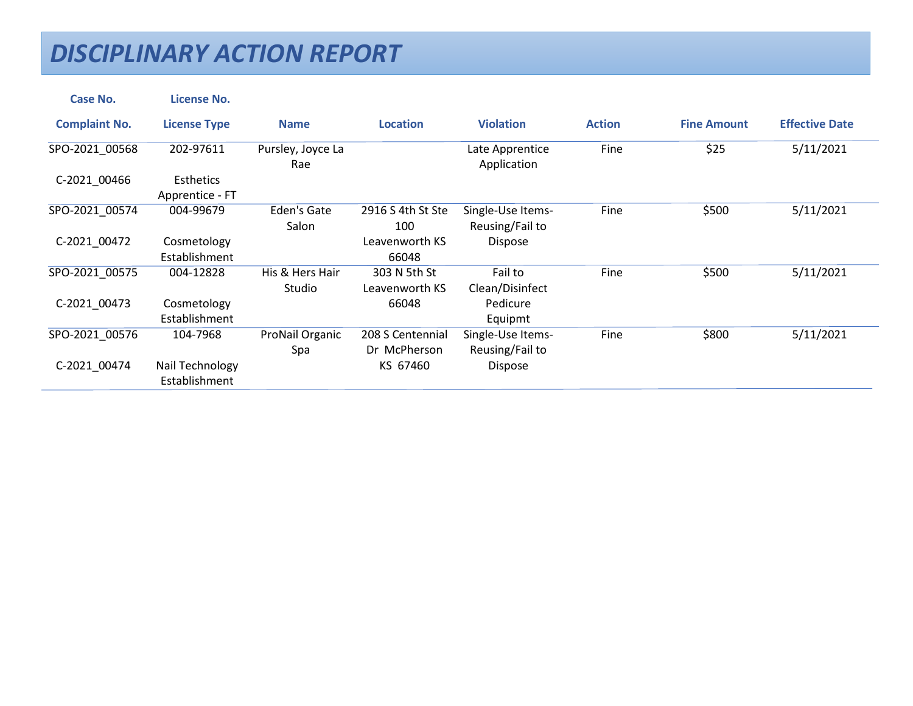# DISCIPLINARY ACTION REPORT

| Case No. / Complaint No. | License No. / License Type | Name | Location | Violation | Action | Fine Amount | Effective Date |
|---|---|---|---|---|---|---|---|
| SPO-2021_00568 C-2021_00466 | 202-97611 Esthetics Apprentice - FT | Pursley, Joyce La Rae | | Late Apprentice Application | Fine | $25 | 5/11/2021 |
| SPO-2021_00574 C-2021_00472 | 004-99679 Cosmetology Establishment | Eden's Gate Salon | 2916 S 4th St Ste 100 Leavenworth KS 66048 | Single-Use Items-Reusing/Fail to Dispose | Fine | $500 | 5/11/2021 |
| SPO-2021_00575 C-2021_00473 | 004-12828 Cosmetology Establishment | His & Hers Hair Studio | 303 N 5th St Leavenworth KS 66048 | Fail to Clean/Disinfect Pedicure Equipmt | Fine | $500 | 5/11/2021 |
| SPO-2021_00576 C-2021_00474 | 104-7968 Nail Technology Establishment | ProNail Organic Spa | 208 S Centennial Dr McPherson KS 67460 | Single-Use Items-Reusing/Fail to Dispose | Fine | $800 | 5/11/2021 |